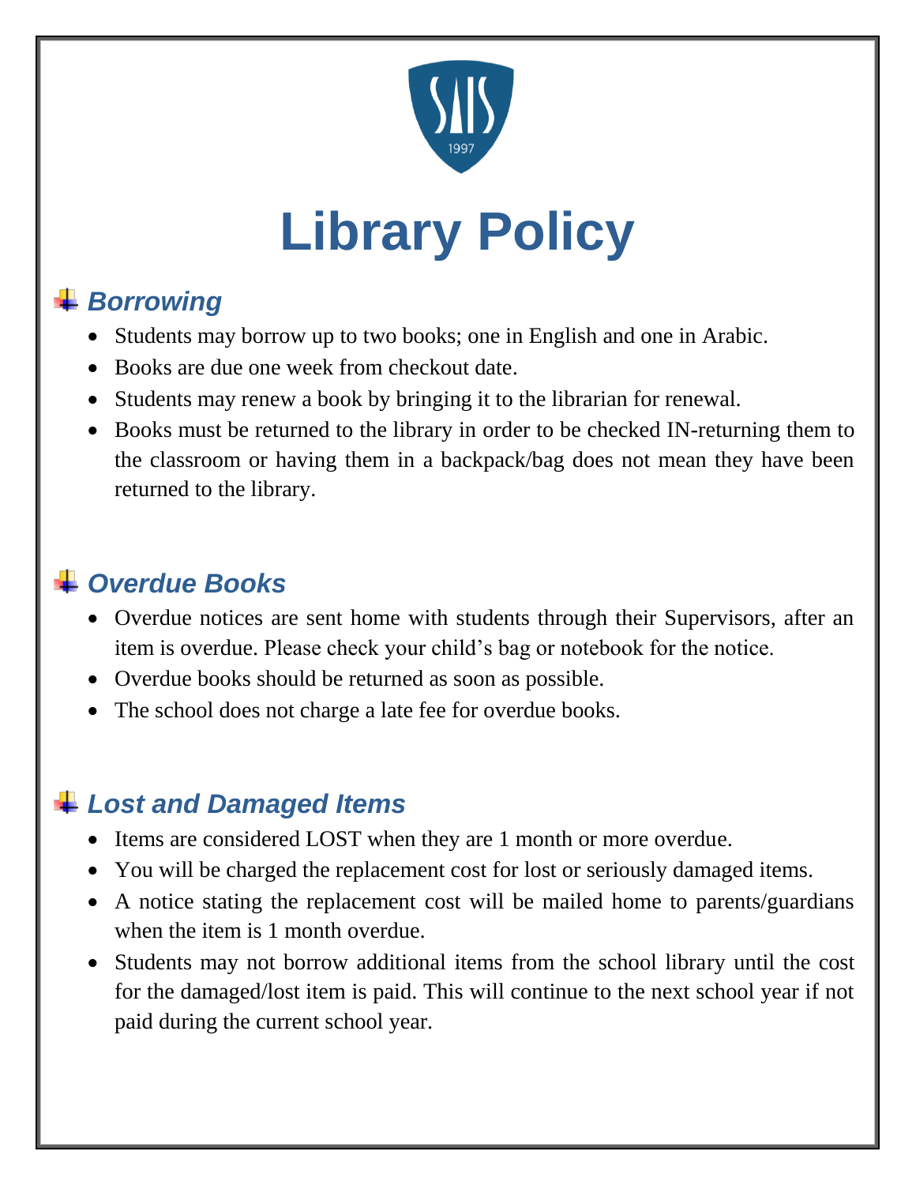# Library Policy

## *Borrowing*

- Students may borrow up to two books; one in English and one in Arabic.
- Books are due one week from checkout date.
- Students may renew a book by bringing it to the librarian for renewal.
- Books must be returned to the library in order to be checked IN-returning them to the classroom or having them in a backpack/bag does not mean they have been returned to the library.

## *Overdue Books*

- Overdue notices are sent home with students through their Supervisors, after an item is overdue. Please check your child's bag or notebook for the notice.
- Overdue books should be returned as soon as possible.
- The school does not charge a late fee for overdue books.

## *Lost and Damaged Items*

- Items are considered LOST when they are 1 month or more overdue.
- You will be charged the replacement cost for lost or seriously damaged items.
- A notice stating the replacement cost will be mailed home to parents/guardians when the item is 1 month overdue.
- Students may not borrow additional items from the school library until the cost for the damaged/lost item is paid. This will continue to the next school year if not paid during the current school year.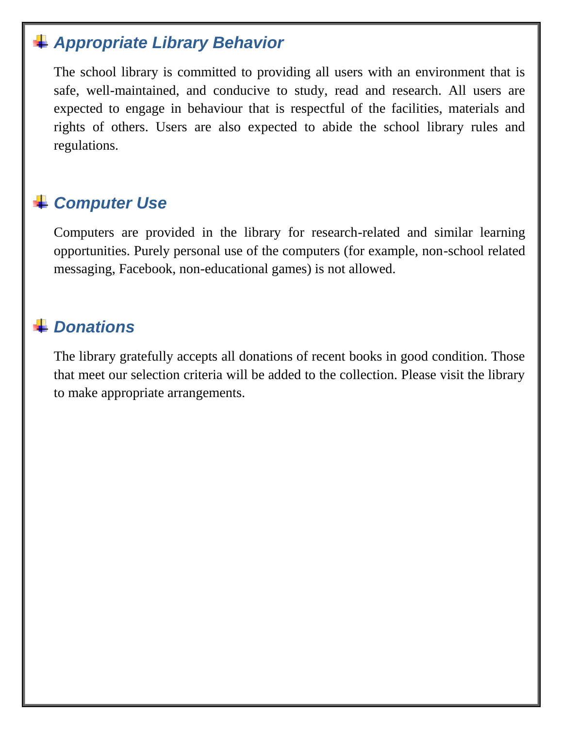## ***Appropriate Library Behavior***

The school library is committed to providing all users with an environment that is safe, well-maintained, and conducive to study, read and research. All users are expected to engage in behaviour that is respectful of the facilities, materials and rights of others. Users are also expected to abide the school library rules and regulations.

## ***Computer Use***

Computers are provided in the library for research-related and similar learning opportunities. Purely personal use of the computers (for example, non-school related messaging, Facebook, non-educational games) is not allowed.

## ***Donations***

The library gratefully accepts all donations of recent books in good condition. Those that meet our selection criteria will be added to the collection. Please visit the library to make appropriate arrangements.